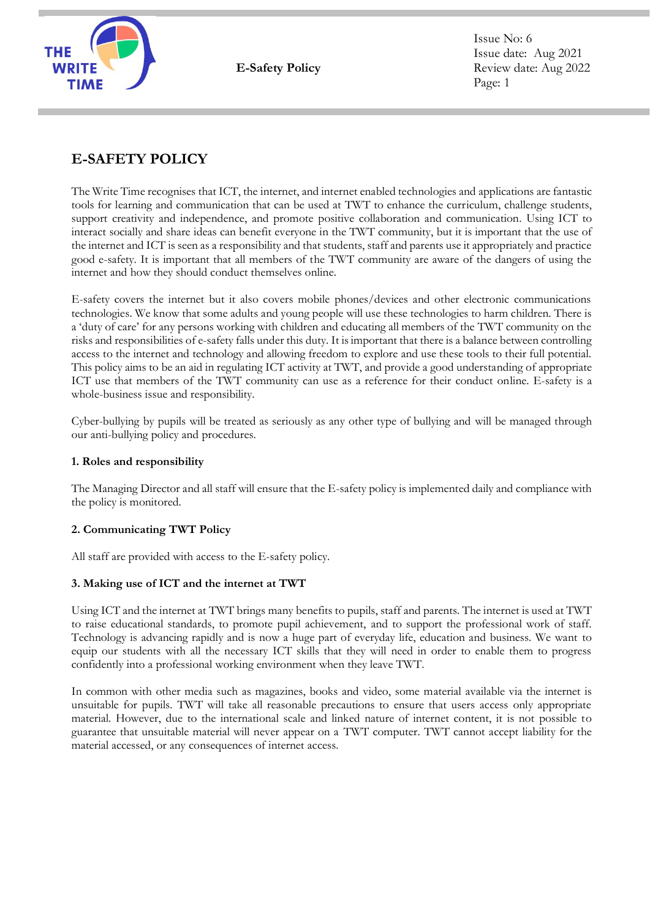# E-SAFETY POLICY

The Write Time recognises that ICT, the internet, and internet enabled technologies and applications are fantastic tools for learning and communication that can be used at TWT to enhance the curriculum, challenge students, support creativity and independence, and promote positive collaboration and communication. Using ICT to interact socially and share ideas can benefit everyone in the TWT community, but it is important that the use of the internet and ICT is seen as a responsibility and that students, staff and parents use it appropriately and practice good e-safety. It is important that all members of the TWT community are aware of the dangers of using the internet and how they should conduct themselves online.

E-safety covers the internet but it also covers mobile phones/devices and other electronic communications technologies. We know that some adults and young people will use these technologies to harm children. There is a 'duty of care' for any persons working with children and educating all members of the TWT community on the risks and responsibilities of e-safety falls under this duty. It is important that there is a balance between controlling access to the internet and technology and allowing freedom to explore and use these tools to their full potential. This policy aims to be an aid in regulating ICT activity at TWT, and provide a good understanding of appropriate ICT use that members of the TWT community can use as a reference for their conduct online. E-safety is a whole-business issue and responsibility.

Cyber-bullying by pupils will be treated as seriously as any other type of bullying and will be managed through our anti-bullying policy and procedures.

### 1. Roles and responsibility

The Managing Director and all staff will ensure that the E-safety policy is implemented daily and compliance with the policy is monitored.

### 2. Communicating TWT Policy

All staff are provided with access to the E-safety policy.

### 3. Making use of ICT and the internet at TWT

Using ICT and the internet at TWT brings many benefits to pupils, staff and parents. The internet is used at TWT to raise educational standards, to promote pupil achievement, and to support the professional work of staff. Technology is advancing rapidly and is now a huge part of everyday life, education and business. We want to equip our students with all the necessary ICT skills that they will need in order to enable them to progress confidently into a professional working environment when they leave TWT.

In common with other media such as magazines, books and video, some material available via the internet is unsuitable for pupils. TWT will take all reasonable precautions to ensure that users access only appropriate material. However, due to the international scale and linked nature of internet content, it is not possible to guarantee that unsuitable material will never appear on a TWT computer. TWT cannot accept liability for the material accessed, or any consequences of internet access.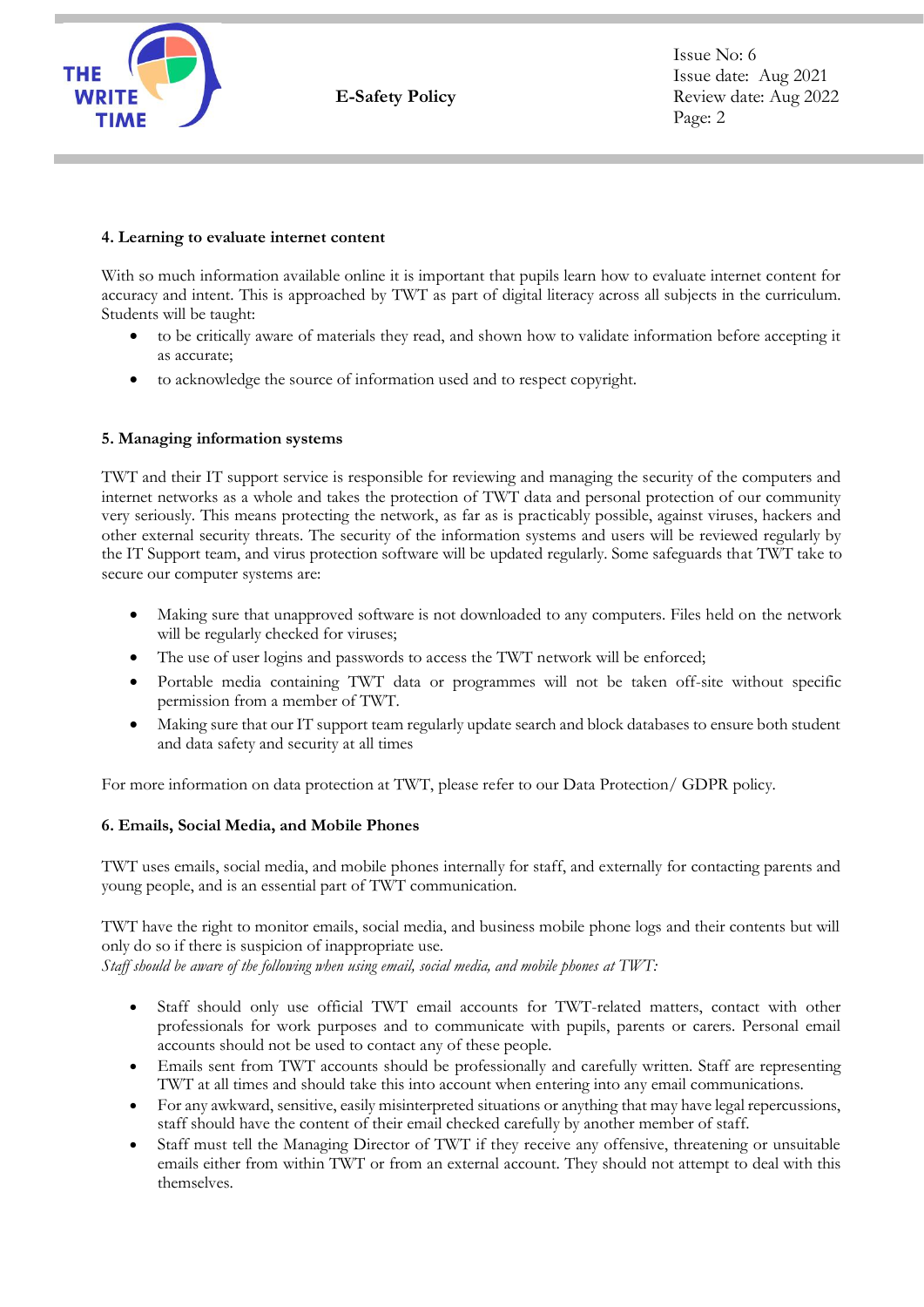## 4. Learning to evaluate internet content

With so much information available online it is important that pupils learn how to evaluate internet content for accuracy and intent. This is approached by TWT as part of digital literacy across all subjects in the curriculum. Students will be taught:

- to be critically aware of materials they read, and shown how to validate information before accepting it as accurate;
- to acknowledge the source of information used and to respect copyright.

## 5. Managing information systems

TWT and their IT support service is responsible for reviewing and managing the security of the computers and internet networks as a whole and takes the protection of TWT data and personal protection of our community very seriously. This means protecting the network, as far as is practicably possible, against viruses, hackers and other external security threats. The security of the information systems and users will be reviewed regularly by the IT Support team, and virus protection software will be updated regularly. Some safeguards that TWT take to secure our computer systems are:

- Making sure that unapproved software is not downloaded to any computers. Files held on the network will be regularly checked for viruses;
- The use of user logins and passwords to access the TWT network will be enforced;
- Portable media containing TWT data or programmes will not be taken off-site without specific permission from a member of TWT.
- Making sure that our IT support team regularly update search and block databases to ensure both student and data safety and security at all times

For more information on data protection at TWT, please refer to our Data Protection/ GDPR policy.

## 6. Emails, Social Media, and Mobile Phones

TWT uses emails, social media, and mobile phones internally for staff, and externally for contacting parents and young people, and is an essential part of TWT communication.

TWT have the right to monitor emails, social media, and business mobile phone logs and their contents but will only do so if there is suspicion of inappropriate use.

*Staff should be aware of the following when using email, social media, and mobile phones at TWT:*

- Staff should only use official TWT email accounts for TWT-related matters, contact with other professionals for work purposes and to communicate with pupils, parents or carers. Personal email accounts should not be used to contact any of these people.
- Emails sent from TWT accounts should be professionally and carefully written. Staff are representing TWT at all times and should take this into account when entering into any email communications.
- For any awkward, sensitive, easily misinterpreted situations or anything that may have legal repercussions, staff should have the content of their email checked carefully by another member of staff.
- Staff must tell the Managing Director of TWT if they receive any offensive, threatening or unsuitable emails either from within TWT or from an external account. They should not attempt to deal with this themselves.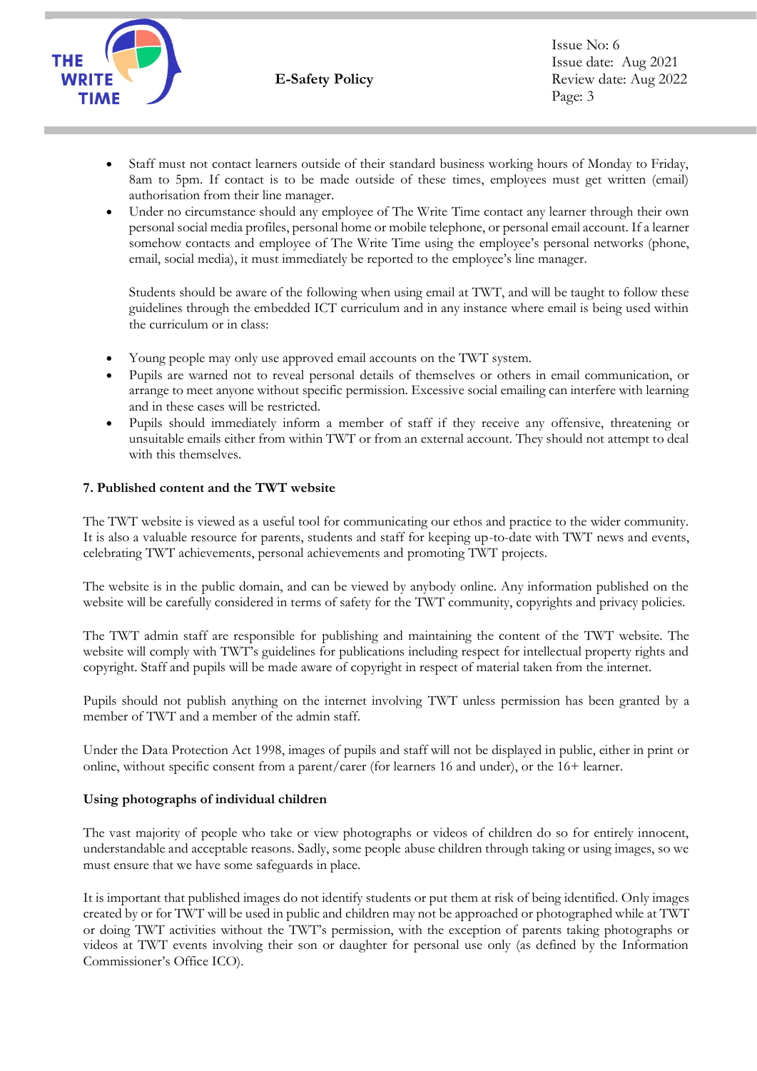- Staff must not contact learners outside of their standard business working hours of Monday to Friday, 8am to 5pm. If contact is to be made outside of these times, employees must get written (email) authorisation from their line manager.
- Under no circumstance should any employee of The Write Time contact any learner through their own personal social media profiles, personal home or mobile telephone, or personal email account. If a learner somehow contacts and employee of The Write Time using the employee's personal networks (phone, email, social media), it must immediately be reported to the employee's line manager.

  Students should be aware of the following when using email at TWT, and will be taught to follow these guidelines through the embedded ICT curriculum and in any instance where email is being used within the curriculum or in class:

- Young people may only use approved email accounts on the TWT system.
- Pupils are warned not to reveal personal details of themselves or others in email communication, or arrange to meet anyone without specific permission. Excessive social emailing can interfere with learning and in these cases will be restricted.
- Pupils should immediately inform a member of staff if they receive any offensive, threatening or unsuitable emails either from within TWT or from an external account. They should not attempt to deal with this themselves.

**7. Published content and the TWT website**

The TWT website is viewed as a useful tool for communicating our ethos and practice to the wider community. It is also a valuable resource for parents, students and staff for keeping up-to-date with TWT news and events, celebrating TWT achievements, personal achievements and promoting TWT projects.

The website is in the public domain, and can be viewed by anybody online. Any information published on the website will be carefully considered in terms of safety for the TWT community, copyrights and privacy policies.

The TWT admin staff are responsible for publishing and maintaining the content of the TWT website. The website will comply with TWT's guidelines for publications including respect for intellectual property rights and copyright. Staff and pupils will be made aware of copyright in respect of material taken from the internet.

Pupils should not publish anything on the internet involving TWT unless permission has been granted by a member of TWT and a member of the admin staff.

Under the Data Protection Act 1998, images of pupils and staff will not be displayed in public, either in print or online, without specific consent from a parent/carer (for learners 16 and under), or the 16+ learner.

**Using photographs of individual children**

The vast majority of people who take or view photographs or videos of children do so for entirely innocent, understandable and acceptable reasons. Sadly, some people abuse children through taking or using images, so we must ensure that we have some safeguards in place.

It is important that published images do not identify students or put them at risk of being identified. Only images created by or for TWT will be used in public and children may not be approached or photographed while at TWT or doing TWT activities without the TWT's permission, with the exception of parents taking photographs or videos at TWT events involving their son or daughter for personal use only (as defined by the Information Commissioner's Office ICO).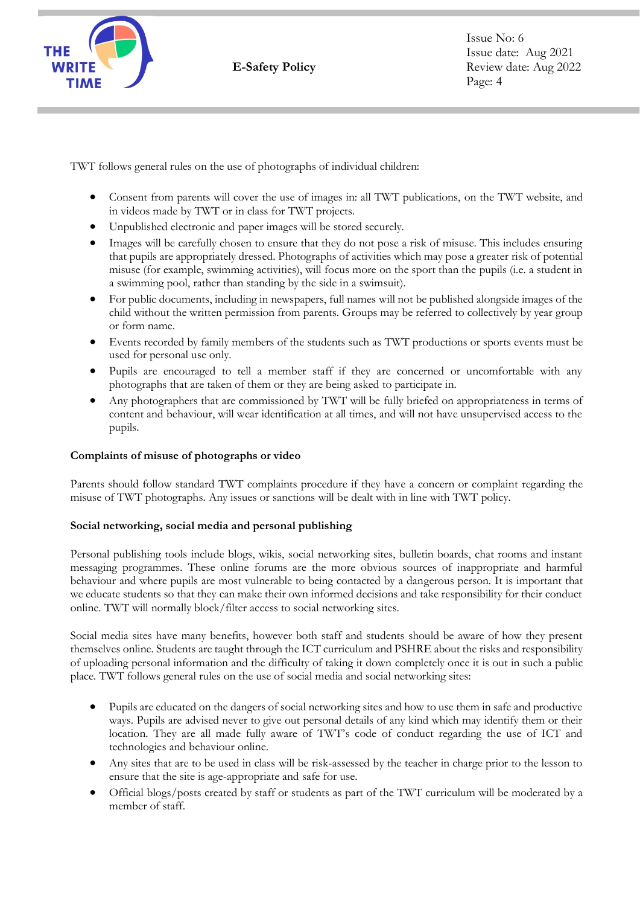TWT follows general rules on the use of photographs of individual children:

- Consent from parents will cover the use of images in: all TWT publications, on the TWT website, and in videos made by TWT or in class for TWT projects.
- Unpublished electronic and paper images will be stored securely.
- Images will be carefully chosen to ensure that they do not pose a risk of misuse. This includes ensuring that pupils are appropriately dressed. Photographs of activities which may pose a greater risk of potential misuse (for example, swimming activities), will focus more on the sport than the pupils (i.e. a student in a swimming pool, rather than standing by the side in a swimsuit).
- For public documents, including in newspapers, full names will not be published alongside images of the child without the written permission from parents. Groups may be referred to collectively by year group or form name.
- Events recorded by family members of the students such as TWT productions or sports events must be used for personal use only.
- Pupils are encouraged to tell a member staff if they are concerned or uncomfortable with any photographs that are taken of them or they are being asked to participate in.
- Any photographers that are commissioned by TWT will be fully briefed on appropriateness in terms of content and behaviour, will wear identification at all times, and will not have unsupervised access to the pupils.

**Complaints of misuse of photographs or video**

Parents should follow standard TWT complaints procedure if they have a concern or complaint regarding the misuse of TWT photographs. Any issues or sanctions will be dealt with in line with TWT policy.

**Social networking, social media and personal publishing**

Personal publishing tools include blogs, wikis, social networking sites, bulletin boards, chat rooms and instant messaging programmes. These online forums are the more obvious sources of inappropriate and harmful behaviour and where pupils are most vulnerable to being contacted by a dangerous person. It is important that we educate students so that they can make their own informed decisions and take responsibility for their conduct online. TWT will normally block/filter access to social networking sites.

Social media sites have many benefits, however both staff and students should be aware of how they present themselves online. Students are taught through the ICT curriculum and PSHRE about the risks and responsibility of uploading personal information and the difficulty of taking it down completely once it is out in such a public place. TWT follows general rules on the use of social media and social networking sites:

- Pupils are educated on the dangers of social networking sites and how to use them in safe and productive ways. Pupils are advised never to give out personal details of any kind which may identify them or their location. They are all made fully aware of TWT's code of conduct regarding the use of ICT and technologies and behaviour online.
- Any sites that are to be used in class will be risk-assessed by the teacher in charge prior to the lesson to ensure that the site is age-appropriate and safe for use.
- Official blogs/posts created by staff or students as part of the TWT curriculum will be moderated by a member of staff.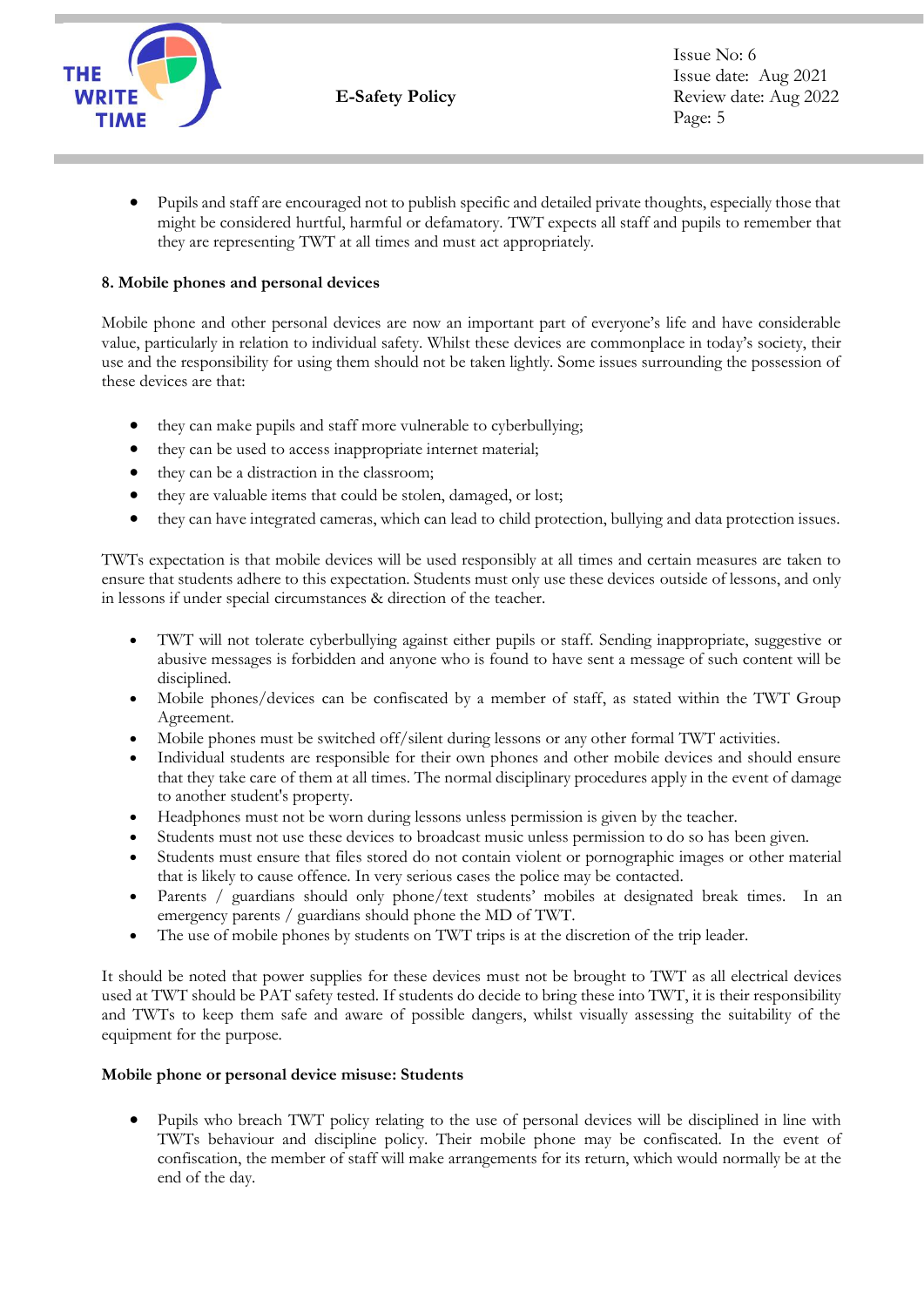- Pupils and staff are encouraged not to publish specific and detailed private thoughts, especially those that might be considered hurtful, harmful or defamatory. TWT expects all staff and pupils to remember that they are representing TWT at all times and must act appropriately.

**8. Mobile phones and personal devices**

Mobile phone and other personal devices are now an important part of everyone's life and have considerable value, particularly in relation to individual safety. Whilst these devices are commonplace in today's society, their use and the responsibility for using them should not be taken lightly. Some issues surrounding the possession of these devices are that:

- they can make pupils and staff more vulnerable to cyberbullying;
- they can be used to access inappropriate internet material;
- they can be a distraction in the classroom;
- they are valuable items that could be stolen, damaged, or lost;
- they can have integrated cameras, which can lead to child protection, bullying and data protection issues.

TWTs expectation is that mobile devices will be used responsibly at all times and certain measures are taken to ensure that students adhere to this expectation. Students must only use these devices outside of lessons, and only in lessons if under special circumstances & direction of the teacher.

- TWT will not tolerate cyberbullying against either pupils or staff. Sending inappropriate, suggestive or abusive messages is forbidden and anyone who is found to have sent a message of such content will be disciplined.
- Mobile phones/devices can be confiscated by a member of staff, as stated within the TWT Group Agreement.
- Mobile phones must be switched off/silent during lessons or any other formal TWT activities.
- Individual students are responsible for their own phones and other mobile devices and should ensure that they take care of them at all times. The normal disciplinary procedures apply in the event of damage to another student's property.
- Headphones must not be worn during lessons unless permission is given by the teacher.
- Students must not use these devices to broadcast music unless permission to do so has been given.
- Students must ensure that files stored do not contain violent or pornographic images or other material that is likely to cause offence. In very serious cases the police may be contacted.
- Parents / guardians should only phone/text students' mobiles at designated break times. In an emergency parents / guardians should phone the MD of TWT.
- The use of mobile phones by students on TWT trips is at the discretion of the trip leader.

It should be noted that power supplies for these devices must not be brought to TWT as all electrical devices used at TWT should be PAT safety tested. If students do decide to bring these into TWT, it is their responsibility and TWTs to keep them safe and aware of possible dangers, whilst visually assessing the suitability of the equipment for the purpose.

**Mobile phone or personal device misuse: Students**

- Pupils who breach TWT policy relating to the use of personal devices will be disciplined in line with TWTs behaviour and discipline policy. Their mobile phone may be confiscated. In the event of confiscation, the member of staff will make arrangements for its return, which would normally be at the end of the day.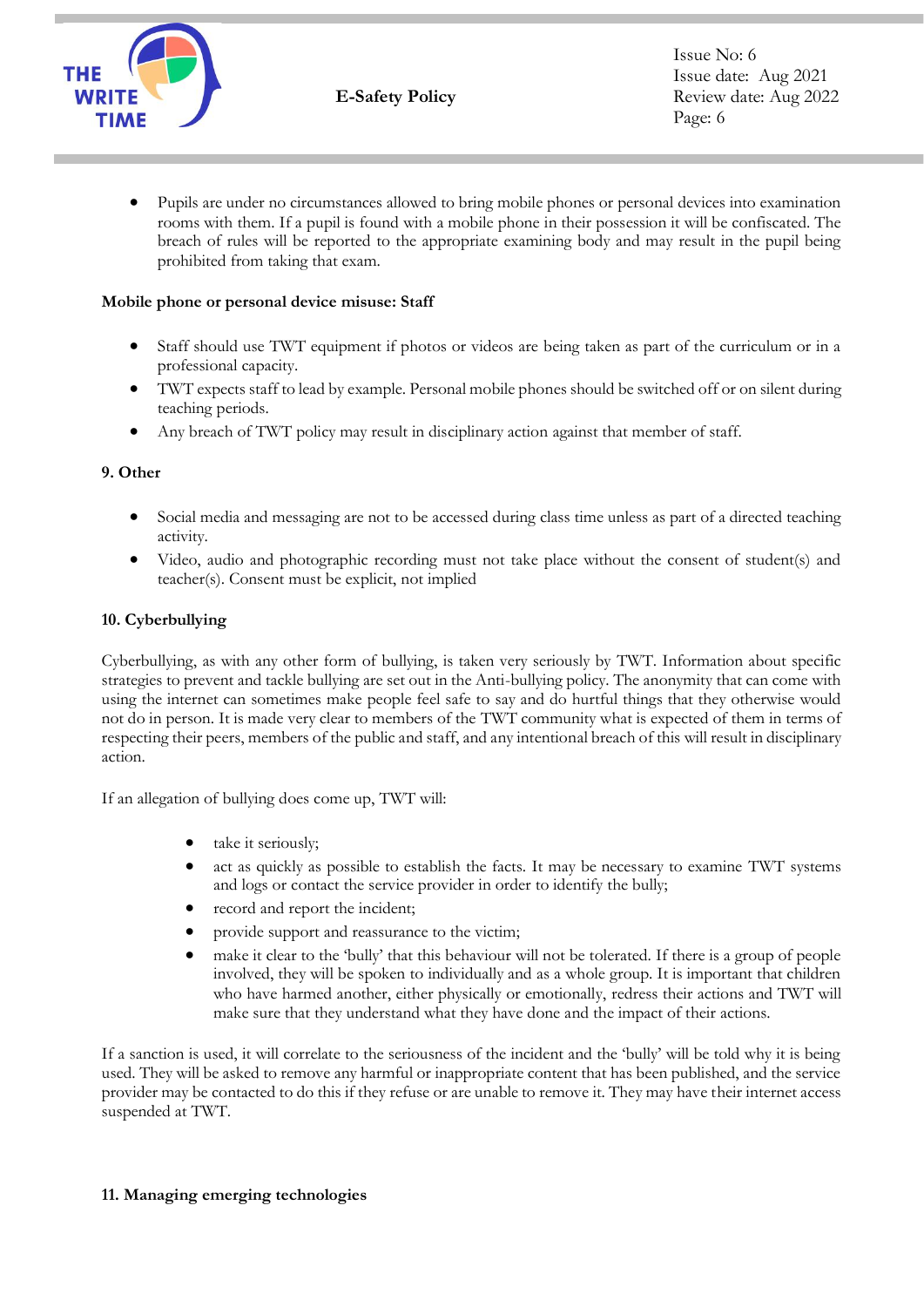- Pupils are under no circumstances allowed to bring mobile phones or personal devices into examination rooms with them. If a pupil is found with a mobile phone in their possession it will be confiscated. The breach of rules will be reported to the appropriate examining body and may result in the pupil being prohibited from taking that exam.

**Mobile phone or personal device misuse: Staff**

- Staff should use TWT equipment if photos or videos are being taken as part of the curriculum or in a professional capacity.
- TWT expects staff to lead by example. Personal mobile phones should be switched off or on silent during teaching periods.
- Any breach of TWT policy may result in disciplinary action against that member of staff.

## 9. Other

- Social media and messaging are not to be accessed during class time unless as part of a directed teaching activity.
- Video, audio and photographic recording must not take place without the consent of student(s) and teacher(s). Consent must be explicit, not implied

## 10. Cyberbullying

Cyberbullying, as with any other form of bullying, is taken very seriously by TWT. Information about specific strategies to prevent and tackle bullying are set out in the Anti-bullying policy. The anonymity that can come with using the internet can sometimes make people feel safe to say and do hurtful things that they otherwise would not do in person. It is made very clear to members of the TWT community what is expected of them in terms of respecting their peers, members of the public and staff, and any intentional breach of this will result in disciplinary action.

If an allegation of bullying does come up, TWT will:

- take it seriously;
- act as quickly as possible to establish the facts. It may be necessary to examine TWT systems and logs or contact the service provider in order to identify the bully;
- record and report the incident;
- provide support and reassurance to the victim;
- make it clear to the 'bully' that this behaviour will not be tolerated. If there is a group of people involved, they will be spoken to individually and as a whole group. It is important that children who have harmed another, either physically or emotionally, redress their actions and TWT will make sure that they understand what they have done and the impact of their actions.

If a sanction is used, it will correlate to the seriousness of the incident and the 'bully' will be told why it is being used. They will be asked to remove any harmful or inappropriate content that has been published, and the service provider may be contacted to do this if they refuse or are unable to remove it. They may have their internet access suspended at TWT.

## 11. Managing emerging technologies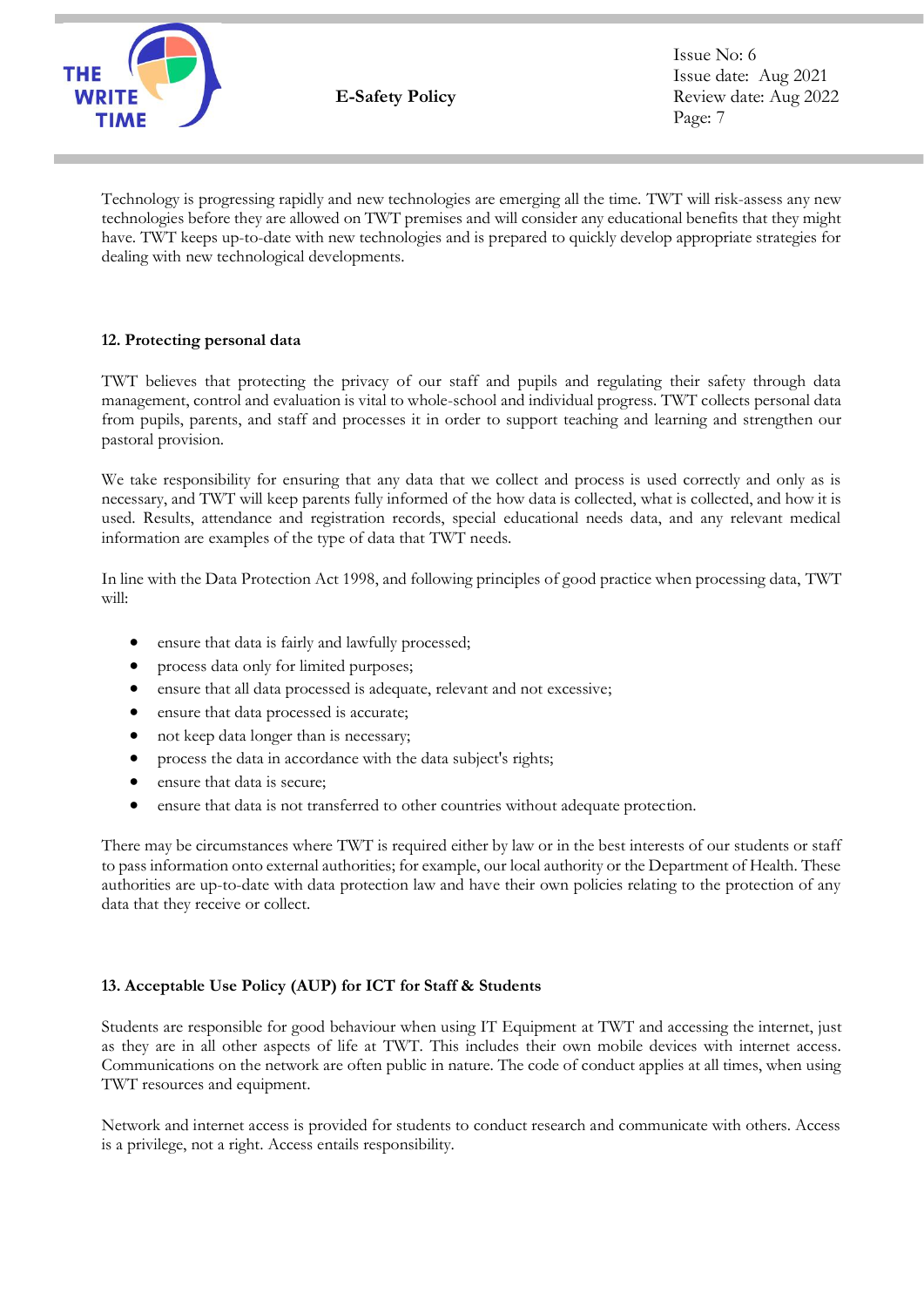Technology is progressing rapidly and new technologies are emerging all the time. TWT will risk-assess any new technologies before they are allowed on TWT premises and will consider any educational benefits that they might have. TWT keeps up-to-date with new technologies and is prepared to quickly develop appropriate strategies for dealing with new technological developments.

## 12. Protecting personal data

TWT believes that protecting the privacy of our staff and pupils and regulating their safety through data management, control and evaluation is vital to whole-school and individual progress. TWT collects personal data from pupils, parents, and staff and processes it in order to support teaching and learning and strengthen our pastoral provision.

We take responsibility for ensuring that any data that we collect and process is used correctly and only as is necessary, and TWT will keep parents fully informed of the how data is collected, what is collected, and how it is used. Results, attendance and registration records, special educational needs data, and any relevant medical information are examples of the type of data that TWT needs.

In line with the Data Protection Act 1998, and following principles of good practice when processing data, TWT will:

- ensure that data is fairly and lawfully processed;
- process data only for limited purposes;
- ensure that all data processed is adequate, relevant and not excessive;
- ensure that data processed is accurate;
- not keep data longer than is necessary;
- process the data in accordance with the data subject's rights;
- ensure that data is secure;
- ensure that data is not transferred to other countries without adequate protection.

There may be circumstances where TWT is required either by law or in the best interests of our students or staff to pass information onto external authorities; for example, our local authority or the Department of Health. These authorities are up-to-date with data protection law and have their own policies relating to the protection of any data that they receive or collect.

## 13. Acceptable Use Policy (AUP) for ICT for Staff & Students

Students are responsible for good behaviour when using IT Equipment at TWT and accessing the internet, just as they are in all other aspects of life at TWT. This includes their own mobile devices with internet access. Communications on the network are often public in nature. The code of conduct applies at all times, when using TWT resources and equipment.

Network and internet access is provided for students to conduct research and communicate with others. Access is a privilege, not a right. Access entails responsibility.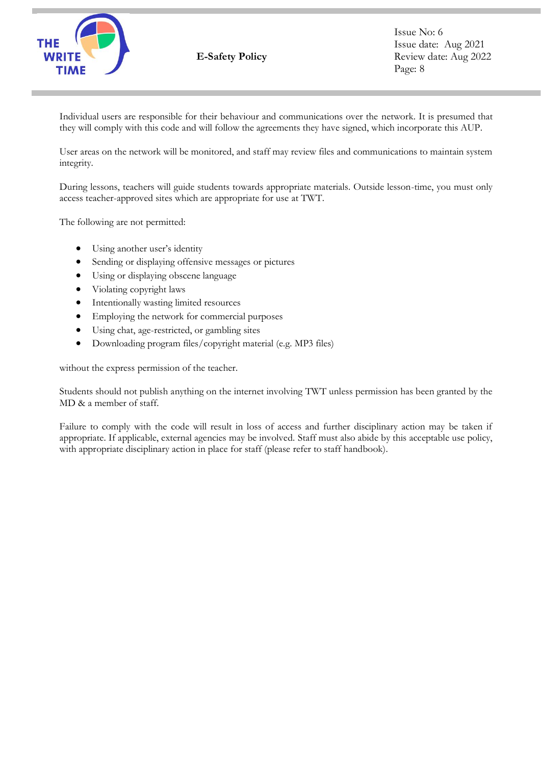Individual users are responsible for their behaviour and communications over the network. It is presumed that they will comply with this code and will follow the agreements they have signed, which incorporate this AUP.

User areas on the network will be monitored, and staff may review files and communications to maintain system integrity.

During lessons, teachers will guide students towards appropriate materials. Outside lesson-time, you must only access teacher-approved sites which are appropriate for use at TWT.

The following are not permitted:

- Using another user's identity
- Sending or displaying offensive messages or pictures
- Using or displaying obscene language
- Violating copyright laws
- Intentionally wasting limited resources
- Employing the network for commercial purposes
- Using chat, age-restricted, or gambling sites
- Downloading program files/copyright material (e.g. MP3 files)

without the express permission of the teacher.

Students should not publish anything on the internet involving TWT unless permission has been granted by the MD & a member of staff.

Failure to comply with the code will result in loss of access and further disciplinary action may be taken if appropriate. If applicable, external agencies may be involved. Staff must also abide by this acceptable use policy, with appropriate disciplinary action in place for staff (please refer to staff handbook).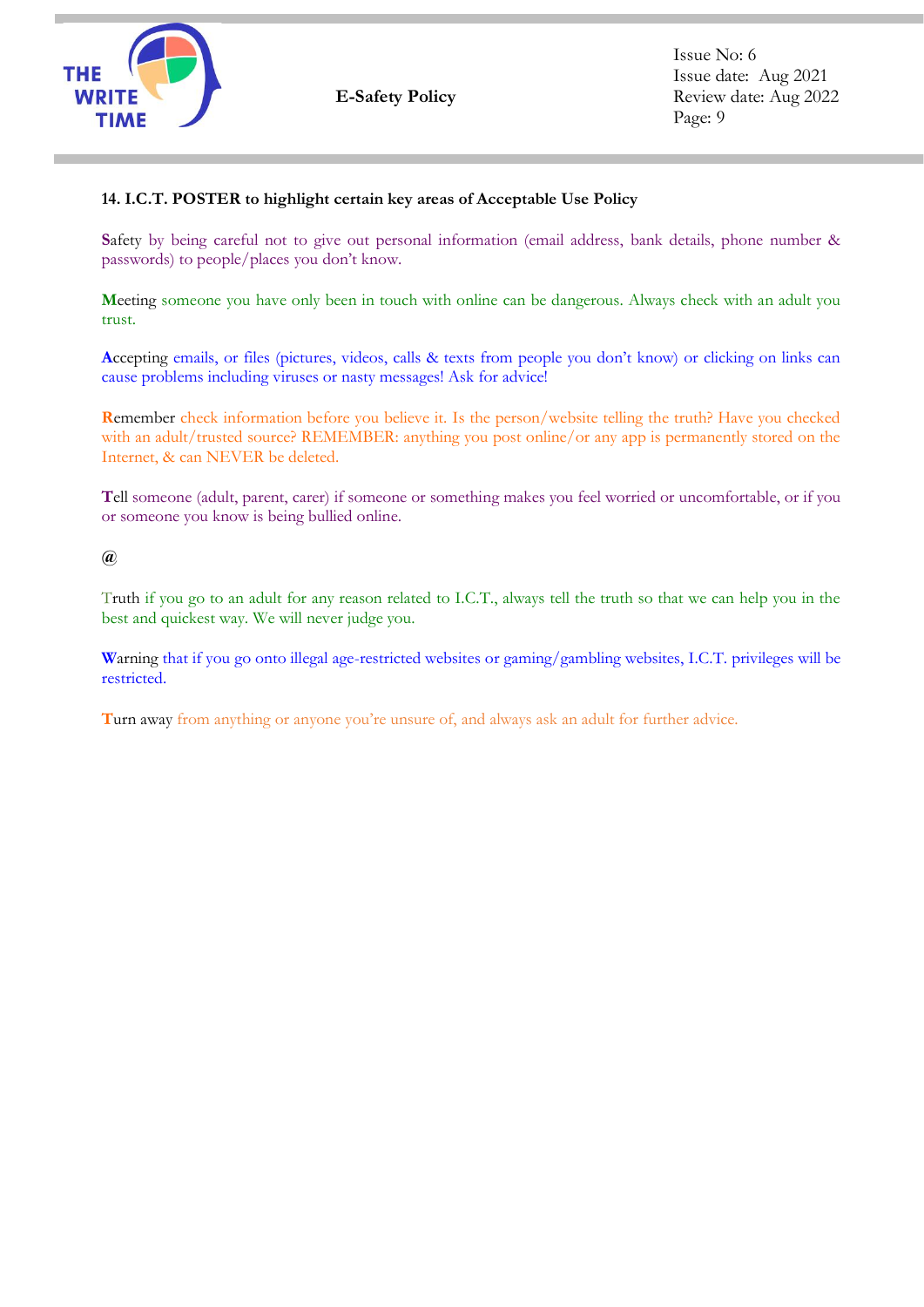### 14. I.C.T. POSTER to highlight certain key areas of Acceptable Use Policy

**S**afety by being careful not to give out personal information (email address, bank details, phone number & passwords) to people/places you don't know.

**M**eeting someone you have only been in touch with online can be dangerous. Always check with an adult you trust.

**A**ccepting emails, or files (pictures, videos, calls & texts from people you don't know) or clicking on links can cause problems including viruses or nasty messages! Ask for advice!

**R**emember check information before you believe it. Is the person/website telling the truth? Have you checked with an adult/trusted source? REMEMBER: anything you post online/or any app is permanently stored on the Internet, & can NEVER be deleted.

**T**ell someone (adult, parent, carer) if someone or something makes you feel worried or uncomfortable, or if you or someone you know is being bullied online.

**@**

Truth if you go to an adult for any reason related to I.C.T., always tell the truth so that we can help you in the best and quickest way. We will never judge you.

**W**arning that if you go onto illegal age-restricted websites or gaming/gambling websites, I.C.T. privileges will be restricted.

**T**urn away from anything or anyone you're unsure of, and always ask an adult for further advice.